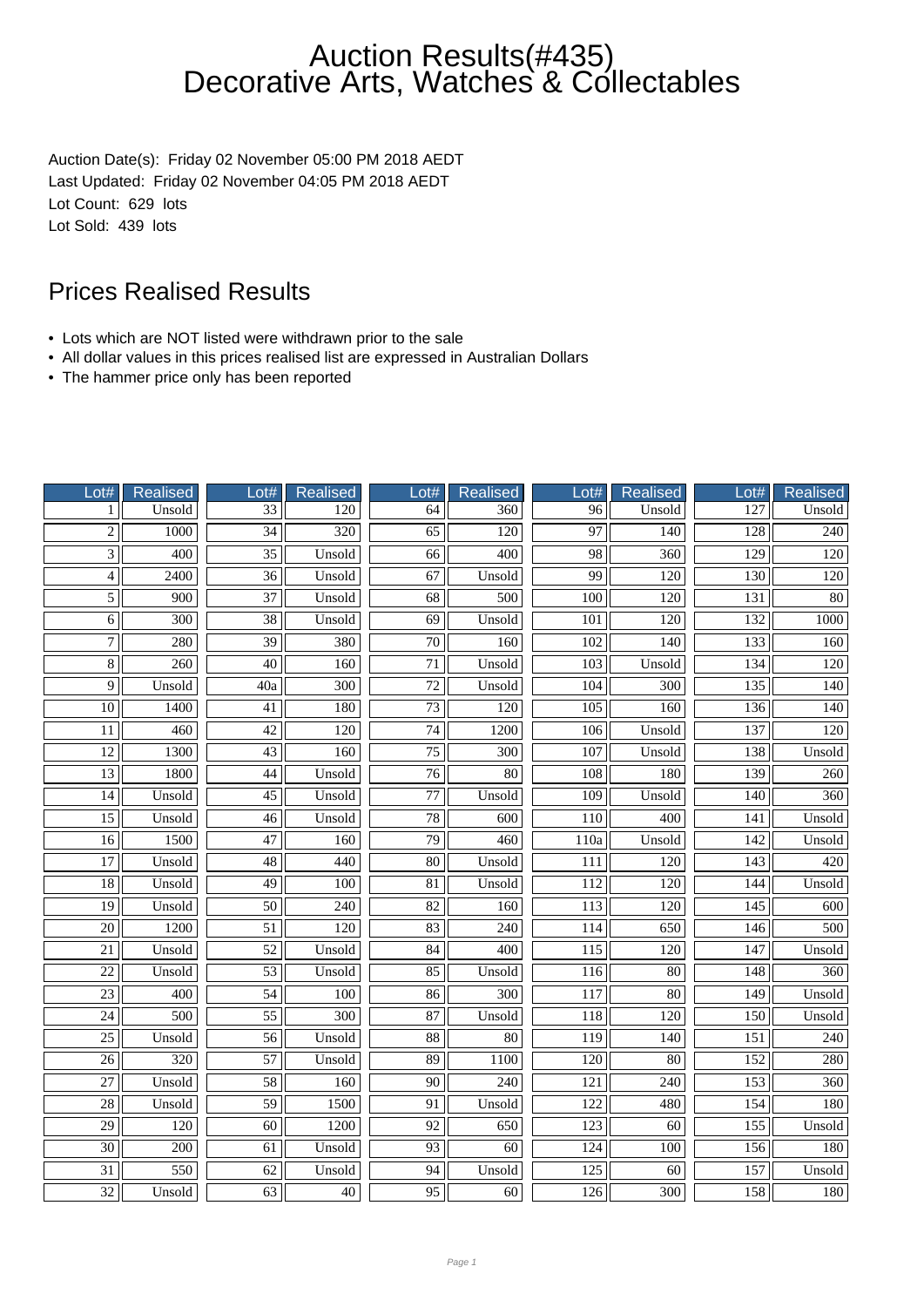# Auction Results(#435)
# Decorative Arts, Watches & Collectables

Auction Date(s): Friday 02 November 05:00 PM 2018 AEDT
Last Updated: Friday 02 November 04:05 PM 2018 AEDT
Lot Count: 629 lots
Lot Sold: 439 lots

## Prices Realised Results

- Lots which are NOT listed were withdrawn prior to the sale
- All dollar values in this prices realised list are expressed in Australian Dollars
- The hammer price only has been reported

| Lot# | Realised | Lot# | Realised | Lot# | Realised | Lot# | Realised | Lot# | Realised |
|---|---|---|---|---|---|---|---|---|---|
| 1 | Unsold | 33 | 120 | 64 | 360 | 96 | Unsold | 127 | Unsold |
| 2 | 1000 | 34 | 320 | 65 | 120 | 97 | 140 | 128 | 240 |
| 3 | 400 | 35 | Unsold | 66 | 400 | 98 | 360 | 129 | 120 |
| 4 | 2400 | 36 | Unsold | 67 | Unsold | 99 | 120 | 130 | 120 |
| 5 | 900 | 37 | Unsold | 68 | 500 | 100 | 120 | 131 | 80 |
| 6 | 300 | 38 | Unsold | 69 | Unsold | 101 | 120 | 132 | 1000 |
| 7 | 280 | 39 | 380 | 70 | 160 | 102 | 140 | 133 | 160 |
| 8 | 260 | 40 | 160 | 71 | Unsold | 103 | Unsold | 134 | 120 |
| 9 | Unsold | 40a | 300 | 72 | Unsold | 104 | 300 | 135 | 140 |
| 10 | 1400 | 41 | 180 | 73 | 120 | 105 | 160 | 136 | 140 |
| 11 | 460 | 42 | 120 | 74 | 1200 | 106 | Unsold | 137 | 120 |
| 12 | 1300 | 43 | 160 | 75 | 300 | 107 | Unsold | 138 | Unsold |
| 13 | 1800 | 44 | Unsold | 76 | 80 | 108 | 180 | 139 | 260 |
| 14 | Unsold | 45 | Unsold | 77 | Unsold | 109 | Unsold | 140 | 360 |
| 15 | Unsold | 46 | Unsold | 78 | 600 | 110 | 400 | 141 | Unsold |
| 16 | 1500 | 47 | 160 | 79 | 460 | 110a | Unsold | 142 | Unsold |
| 17 | Unsold | 48 | 440 | 80 | Unsold | 111 | 120 | 143 | 420 |
| 18 | Unsold | 49 | 100 | 81 | Unsold | 112 | 120 | 144 | Unsold |
| 19 | Unsold | 50 | 240 | 82 | 160 | 113 | 120 | 145 | 600 |
| 20 | 1200 | 51 | 120 | 83 | 240 | 114 | 650 | 146 | 500 |
| 21 | Unsold | 52 | Unsold | 84 | 400 | 115 | 120 | 147 | Unsold |
| 22 | Unsold | 53 | Unsold | 85 | Unsold | 116 | 80 | 148 | 360 |
| 23 | 400 | 54 | 100 | 86 | 300 | 117 | 80 | 149 | Unsold |
| 24 | 500 | 55 | 300 | 87 | Unsold | 118 | 120 | 150 | Unsold |
| 25 | Unsold | 56 | Unsold | 88 | 80 | 119 | 140 | 151 | 240 |
| 26 | 320 | 57 | Unsold | 89 | 1100 | 120 | 80 | 152 | 280 |
| 27 | Unsold | 58 | 160 | 90 | 240 | 121 | 240 | 153 | 360 |
| 28 | Unsold | 59 | 1500 | 91 | Unsold | 122 | 480 | 154 | 180 |
| 29 | 120 | 60 | 1200 | 92 | 650 | 123 | 60 | 155 | Unsold |
| 30 | 200 | 61 | Unsold | 93 | 60 | 124 | 100 | 156 | 180 |
| 31 | 550 | 62 | Unsold | 94 | Unsold | 125 | 60 | 157 | Unsold |
| 32 | Unsold | 63 | 40 | 95 | 60 | 126 | 300 | 158 | 180 |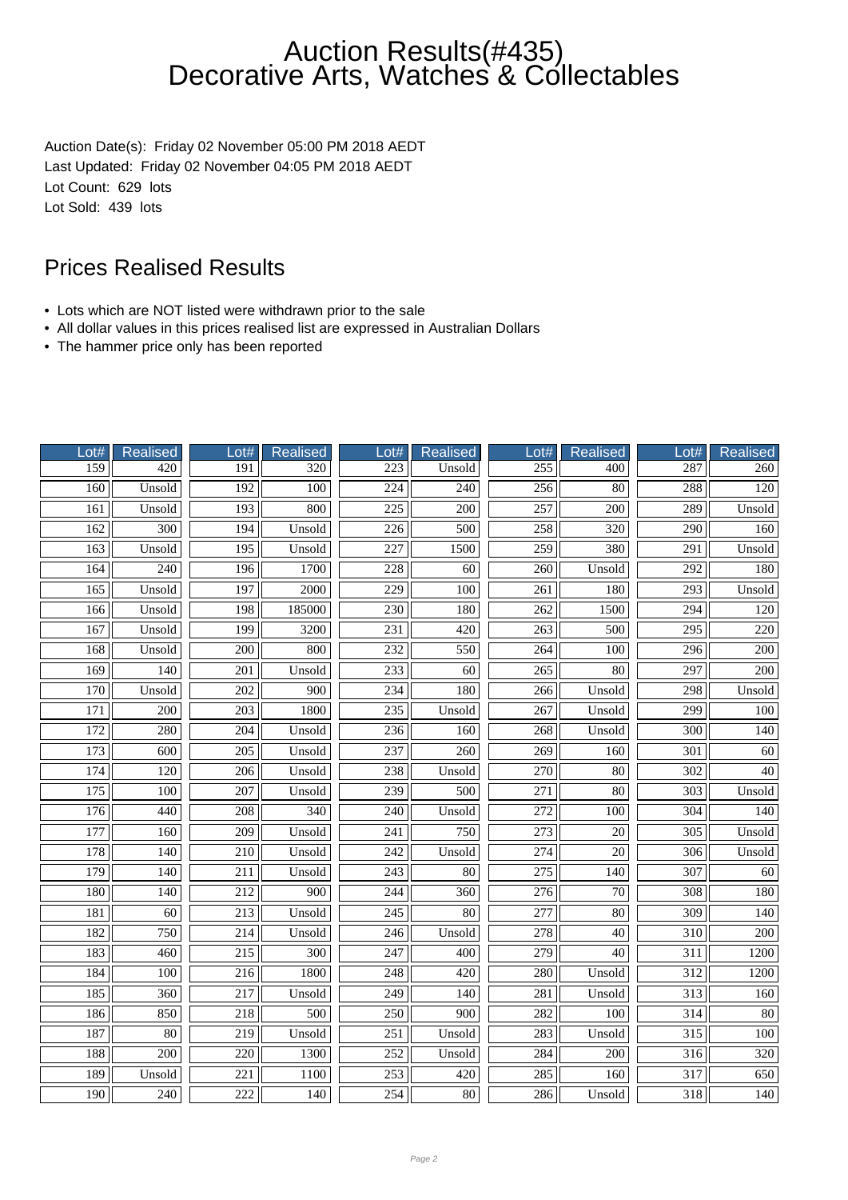# Auction Results(#435) Decorative Arts, Watches & Collectables

Auction Date(s): Friday 02 November 05:00 PM 2018 AEDT
Last Updated: Friday 02 November 04:05 PM 2018 AEDT
Lot Count: 629 lots
Lot Sold: 439 lots

## Prices Realised Results

- Lots which are NOT listed were withdrawn prior to the sale
- All dollar values in this prices realised list are expressed in Australian Dollars
- The hammer price only has been reported

| Lot# | Realised | Lot# | Realised | Lot# | Realised | Lot# | Realised | Lot# | Realised |
|---|---|---|---|---|---|---|---|---|---|
| 159 | 420 | 191 | 320 | 223 | Unsold | 255 | 400 | 287 | 260 |
| 160 | Unsold | 192 | 100 | 224 | 240 | 256 | 80 | 288 | 120 |
| 161 | Unsold | 193 | 800 | 225 | 200 | 257 | 200 | 289 | Unsold |
| 162 | 300 | 194 | Unsold | 226 | 500 | 258 | 320 | 290 | 160 |
| 163 | Unsold | 195 | Unsold | 227 | 1500 | 259 | 380 | 291 | Unsold |
| 164 | 240 | 196 | 1700 | 228 | 60 | 260 | Unsold | 292 | 180 |
| 165 | Unsold | 197 | 2000 | 229 | 100 | 261 | 180 | 293 | Unsold |
| 166 | Unsold | 198 | 185000 | 230 | 180 | 262 | 1500 | 294 | 120 |
| 167 | Unsold | 199 | 3200 | 231 | 420 | 263 | 500 | 295 | 220 |
| 168 | Unsold | 200 | 800 | 232 | 550 | 264 | 100 | 296 | 200 |
| 169 | 140 | 201 | Unsold | 233 | 60 | 265 | 80 | 297 | 200 |
| 170 | Unsold | 202 | 900 | 234 | 180 | 266 | Unsold | 298 | Unsold |
| 171 | 200 | 203 | 1800 | 235 | Unsold | 267 | Unsold | 299 | 100 |
| 172 | 280 | 204 | Unsold | 236 | 160 | 268 | Unsold | 300 | 140 |
| 173 | 600 | 205 | Unsold | 237 | 260 | 269 | 160 | 301 | 60 |
| 174 | 120 | 206 | Unsold | 238 | Unsold | 270 | 80 | 302 | 40 |
| 175 | 100 | 207 | Unsold | 239 | 500 | 271 | 80 | 303 | Unsold |
| 176 | 440 | 208 | 340 | 240 | Unsold | 272 | 100 | 304 | 140 |
| 177 | 160 | 209 | Unsold | 241 | 750 | 273 | 20 | 305 | Unsold |
| 178 | 140 | 210 | Unsold | 242 | Unsold | 274 | 20 | 306 | Unsold |
| 179 | 140 | 211 | Unsold | 243 | 80 | 275 | 140 | 307 | 60 |
| 180 | 140 | 212 | 900 | 244 | 360 | 276 | 70 | 308 | 180 |
| 181 | 60 | 213 | Unsold | 245 | 80 | 277 | 80 | 309 | 140 |
| 182 | 750 | 214 | Unsold | 246 | Unsold | 278 | 40 | 310 | 200 |
| 183 | 460 | 215 | 300 | 247 | 400 | 279 | 40 | 311 | 1200 |
| 184 | 100 | 216 | 1800 | 248 | 420 | 280 | Unsold | 312 | 1200 |
| 185 | 360 | 217 | Unsold | 249 | 140 | 281 | Unsold | 313 | 160 |
| 186 | 850 | 218 | 500 | 250 | 900 | 282 | 100 | 314 | 80 |
| 187 | 80 | 219 | Unsold | 251 | Unsold | 283 | Unsold | 315 | 100 |
| 188 | 200 | 220 | 1300 | 252 | Unsold | 284 | 200 | 316 | 320 |
| 189 | Unsold | 221 | 1100 | 253 | 420 | 285 | 160 | 317 | 650 |
| 190 | 240 | 222 | 140 | 254 | 80 | 286 | Unsold | 318 | 140 |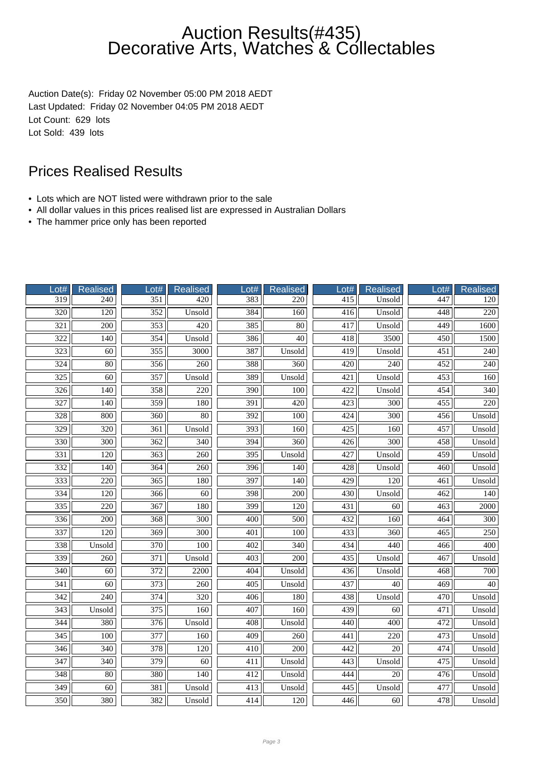# Auction Results(#435) Decorative Arts, Watches & Collectables

Auction Date(s): Friday 02 November 05:00 PM 2018 AEDT
Last Updated: Friday 02 November 04:05 PM 2018 AEDT
Lot Count: 629 lots
Lot Sold: 439 lots

## Prices Realised Results

- Lots which are NOT listed were withdrawn prior to the sale
- All dollar values in this prices realised list are expressed in Australian Dollars
- The hammer price only has been reported

| Lot# | Realised | Lot# | Realised | Lot# | Realised | Lot# | Realised | Lot# | Realised |
|---|---|---|---|---|---|---|---|---|---|
| 319 | 240 | 351 | 420 | 383 | 220 | 415 | Unsold | 447 | 120 |
| 320 | 120 | 352 | Unsold | 384 | 160 | 416 | Unsold | 448 | 220 |
| 321 | 200 | 353 | 420 | 385 | 80 | 417 | Unsold | 449 | 1600 |
| 322 | 140 | 354 | Unsold | 386 | 40 | 418 | 3500 | 450 | 1500 |
| 323 | 60 | 355 | 3000 | 387 | Unsold | 419 | Unsold | 451 | 240 |
| 324 | 80 | 356 | 260 | 388 | 360 | 420 | 240 | 452 | 240 |
| 325 | 60 | 357 | Unsold | 389 | Unsold | 421 | Unsold | 453 | 160 |
| 326 | 140 | 358 | 220 | 390 | 100 | 422 | Unsold | 454 | 340 |
| 327 | 140 | 359 | 180 | 391 | 420 | 423 | 300 | 455 | 220 |
| 328 | 800 | 360 | 80 | 392 | 100 | 424 | 300 | 456 | Unsold |
| 329 | 320 | 361 | Unsold | 393 | 160 | 425 | 160 | 457 | Unsold |
| 330 | 300 | 362 | 340 | 394 | 360 | 426 | 300 | 458 | Unsold |
| 331 | 120 | 363 | 260 | 395 | Unsold | 427 | Unsold | 459 | Unsold |
| 332 | 140 | 364 | 260 | 396 | 140 | 428 | Unsold | 460 | Unsold |
| 333 | 220 | 365 | 180 | 397 | 140 | 429 | 120 | 461 | Unsold |
| 334 | 120 | 366 | 60 | 398 | 200 | 430 | Unsold | 462 | 140 |
| 335 | 220 | 367 | 180 | 399 | 120 | 431 | 60 | 463 | 2000 |
| 336 | 200 | 368 | 300 | 400 | 500 | 432 | 160 | 464 | 300 |
| 337 | 120 | 369 | 300 | 401 | 100 | 433 | 360 | 465 | 250 |
| 338 | Unsold | 370 | 100 | 402 | 340 | 434 | 440 | 466 | 400 |
| 339 | 260 | 371 | Unsold | 403 | 200 | 435 | Unsold | 467 | Unsold |
| 340 | 60 | 372 | 2200 | 404 | Unsold | 436 | Unsold | 468 | 700 |
| 341 | 60 | 373 | 260 | 405 | Unsold | 437 | 40 | 469 | 40 |
| 342 | 240 | 374 | 320 | 406 | 180 | 438 | Unsold | 470 | Unsold |
| 343 | Unsold | 375 | 160 | 407 | 160 | 439 | 60 | 471 | Unsold |
| 344 | 380 | 376 | Unsold | 408 | Unsold | 440 | 400 | 472 | Unsold |
| 345 | 100 | 377 | 160 | 409 | 260 | 441 | 220 | 473 | Unsold |
| 346 | 340 | 378 | 120 | 410 | 200 | 442 | 20 | 474 | Unsold |
| 347 | 340 | 379 | 60 | 411 | Unsold | 443 | Unsold | 475 | Unsold |
| 348 | 80 | 380 | 140 | 412 | Unsold | 444 | 20 | 476 | Unsold |
| 349 | 60 | 381 | Unsold | 413 | Unsold | 445 | Unsold | 477 | Unsold |
| 350 | 380 | 382 | Unsold | 414 | 120 | 446 | 60 | 478 | Unsold |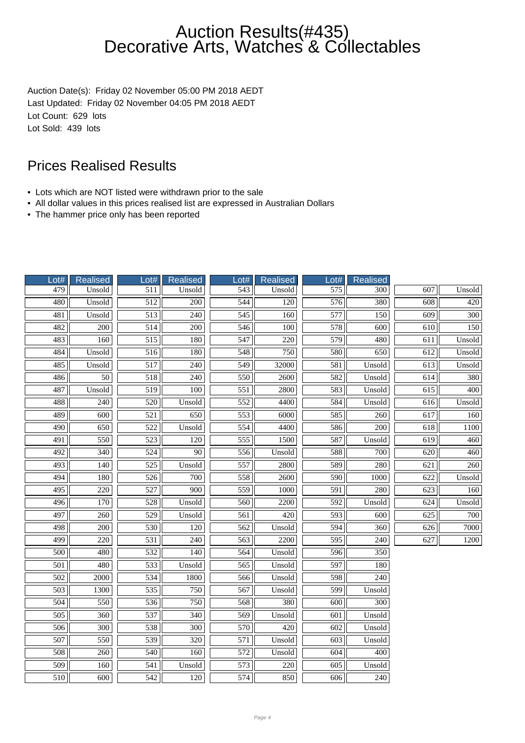# Auction Results(#435)
# Decorative Arts, Watches & Collectables

Auction Date(s): Friday 02 November 05:00 PM 2018 AEDT
Last Updated: Friday 02 November 04:05 PM 2018 AEDT
Lot Count: 629 lots
Lot Sold: 439 lots

## Prices Realised Results

- Lots which are NOT listed were withdrawn prior to the sale
- All dollar values in this prices realised list are expressed in Australian Dollars
- The hammer price only has been reported

| Lot# | Realised | Lot# | Realised | Lot# | Realised | Lot# | Realised | Lot# | Realised |
|---|---|---|---|---|---|---|---|---|---|
| 479 | Unsold | 511 | Unsold | 543 | Unsold | 575 | 300 | 607 | Unsold |
| 480 | Unsold | 512 | 200 | 544 | 120 | 576 | 380 | 608 | 420 |
| 481 | Unsold | 513 | 240 | 545 | 160 | 577 | 150 | 609 | 300 |
| 482 | 200 | 514 | 200 | 546 | 100 | 578 | 600 | 610 | 150 |
| 483 | 160 | 515 | 180 | 547 | 220 | 579 | 480 | 611 | Unsold |
| 484 | Unsold | 516 | 180 | 548 | 750 | 580 | 650 | 612 | Unsold |
| 485 | Unsold | 517 | 240 | 549 | 32000 | 581 | Unsold | 613 | Unsold |
| 486 | 50 | 518 | 240 | 550 | 2600 | 582 | Unsold | 614 | 380 |
| 487 | Unsold | 519 | 100 | 551 | 2800 | 583 | Unsold | 615 | 400 |
| 488 | 240 | 520 | Unsold | 552 | 4400 | 584 | Unsold | 616 | Unsold |
| 489 | 600 | 521 | 650 | 553 | 6000 | 585 | 260 | 617 | 160 |
| 490 | 650 | 522 | Unsold | 554 | 4400 | 586 | 200 | 618 | 1100 |
| 491 | 550 | 523 | 120 | 555 | 1500 | 587 | Unsold | 619 | 460 |
| 492 | 340 | 524 | 90 | 556 | Unsold | 588 | 700 | 620 | 460 |
| 493 | 140 | 525 | Unsold | 557 | 2800 | 589 | 280 | 621 | 260 |
| 494 | 180 | 526 | 700 | 558 | 2600 | 590 | 1000 | 622 | Unsold |
| 495 | 220 | 527 | 900 | 559 | 1000 | 591 | 280 | 623 | 160 |
| 496 | 170 | 528 | Unsold | 560 | 2200 | 592 | Unsold | 624 | Unsold |
| 497 | 260 | 529 | Unsold | 561 | 420 | 593 | 600 | 625 | 700 |
| 498 | 200 | 530 | 120 | 562 | Unsold | 594 | 360 | 626 | 7000 |
| 499 | 220 | 531 | 240 | 563 | 2200 | 595 | 240 | 627 | 1200 |
| 500 | 480 | 532 | 140 | 564 | Unsold | 596 | 350 | | |
| 501 | 480 | 533 | Unsold | 565 | Unsold | 597 | 180 | | |
| 502 | 2000 | 534 | 1800 | 566 | Unsold | 598 | 240 | | |
| 503 | 1300 | 535 | 750 | 567 | Unsold | 599 | Unsold | | |
| 504 | 550 | 536 | 750 | 568 | 380 | 600 | 300 | | |
| 505 | 360 | 537 | 340 | 569 | Unsold | 601 | Unsold | | |
| 506 | 300 | 538 | 300 | 570 | 420 | 602 | Unsold | | |
| 507 | 550 | 539 | 320 | 571 | Unsold | 603 | Unsold | | |
| 508 | 260 | 540 | 160 | 572 | Unsold | 604 | 400 | | |
| 509 | 160 | 541 | Unsold | 573 | 220 | 605 | Unsold | | |
| 510 | 600 | 542 | 120 | 574 | 850 | 606 | 240 | | |